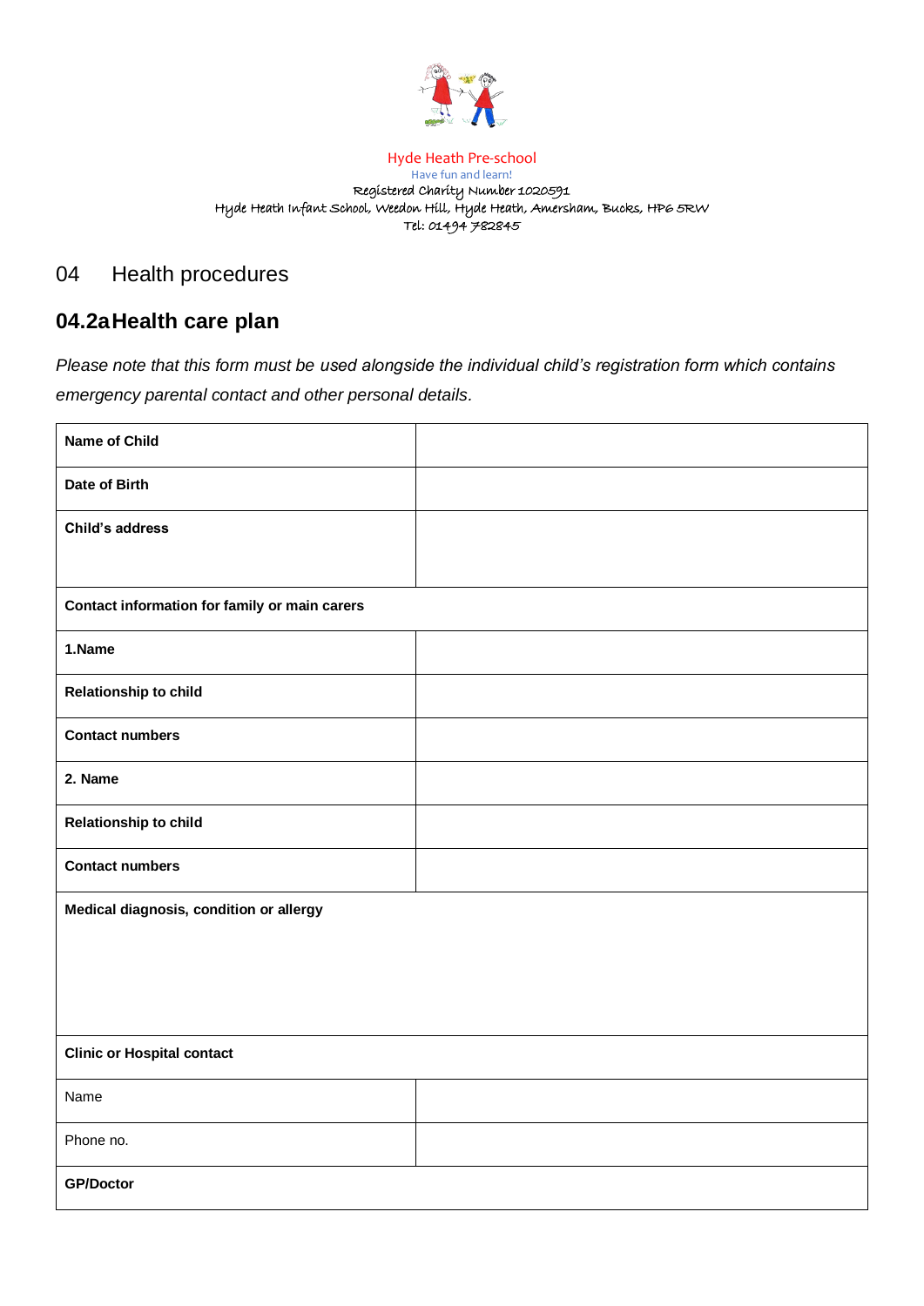Hyde Heath Pre-school

Have fun and learn!

Registered Charity Number 1020591

Hyde Heath Infant School, Weedon Hill, Hyde Heath, Amersham, Bucks, HP6 5RW

Tel: 01494 782845

# 04 Health procedures

## 04.2a Health care plan

*Please note that this form must be used alongside the individual child's registration form which contains emergency parental contact and other personal details.*

| | |
|---|---|
| **Name of Child** | |
| **Date of Birth** | |
| **Child's address** | |
| **Contact information for family or main carers** | |
| **1.Name** | |
| **Relationship to child** | |
| **Contact numbers** | |
| **2. Name** | |
| **Relationship to child** | |
| **Contact numbers** | |
| **Medical diagnosis, condition or allergy** | |
| **Clinic or Hospital contact** | |
| Name | |
| Phone no. | |
| **GP/Doctor** | |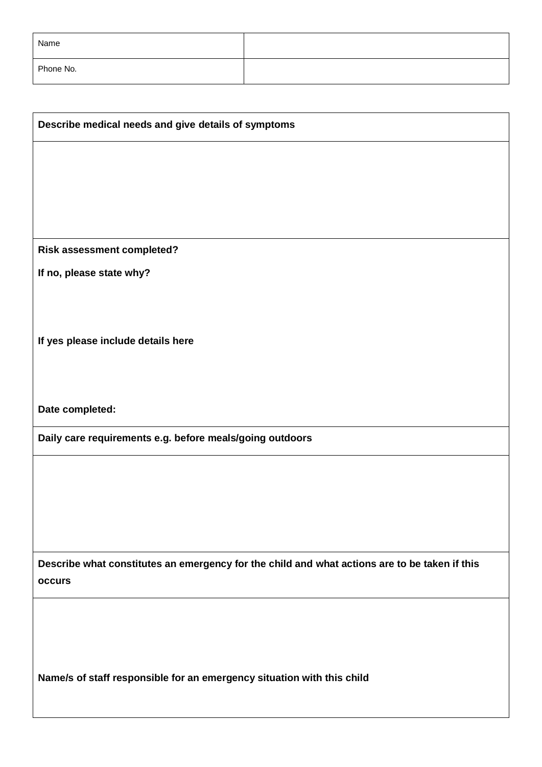| Name | |
| --- | --- |
| Phone No. | |

| **Describe medical needs and give details of symptoms** |
| --- |
| |
| **Risk assessment completed?**<br><br>**If no, please state why?**<br><br><br><br>**If yes please include details here**<br><br><br><br>**Date completed:** |
| **Daily care requirements e.g. before meals/going outdoors** |
| |
| **Describe what constitutes an emergency for the child and what actions are to be taken if this occurs** |
| <br><br><br><br>**Name/s of staff responsible for an emergency situation with this child** |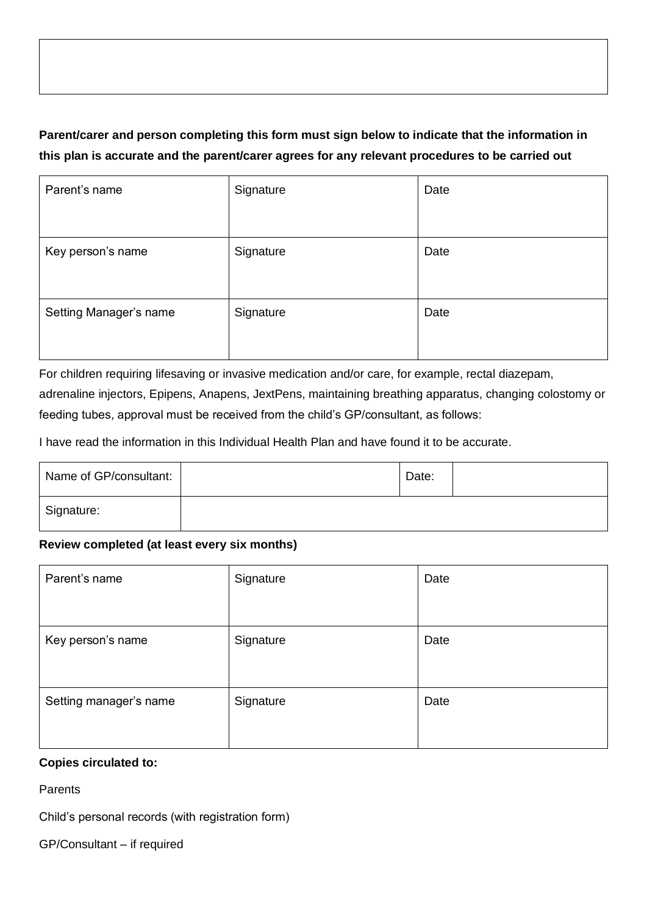| |
|---|
| |

**Parent/carer and person completing this form must sign below to indicate that the information in this plan is accurate and the parent/carer agrees for any relevant procedures to be carried out**

| | | |
|---|---|---|
| Parent's name | Signature | Date |
| Key person's name | Signature | Date |
| Setting Manager's name | Signature | Date |

For children requiring lifesaving or invasive medication and/or care, for example, rectal diazepam, adrenaline injectors, Epipens, Anapens, JextPens, maintaining breathing apparatus, changing colostomy or feeding tubes, approval must be received from the child's GP/consultant, as follows:

I have read the information in this Individual Health Plan and have found it to be accurate.

| | | | |
|---|---|---|---|
| Name of GP/consultant: | | Date: | |
| Signature: | | | |

**Review completed (at least every six months)**

| | | |
|---|---|---|
| Parent's name | Signature | Date |
| Key person's name | Signature | Date |
| Setting manager's name | Signature | Date |

**Copies circulated to:**

Parents

Child's personal records (with registration form)

GP/Consultant – if required